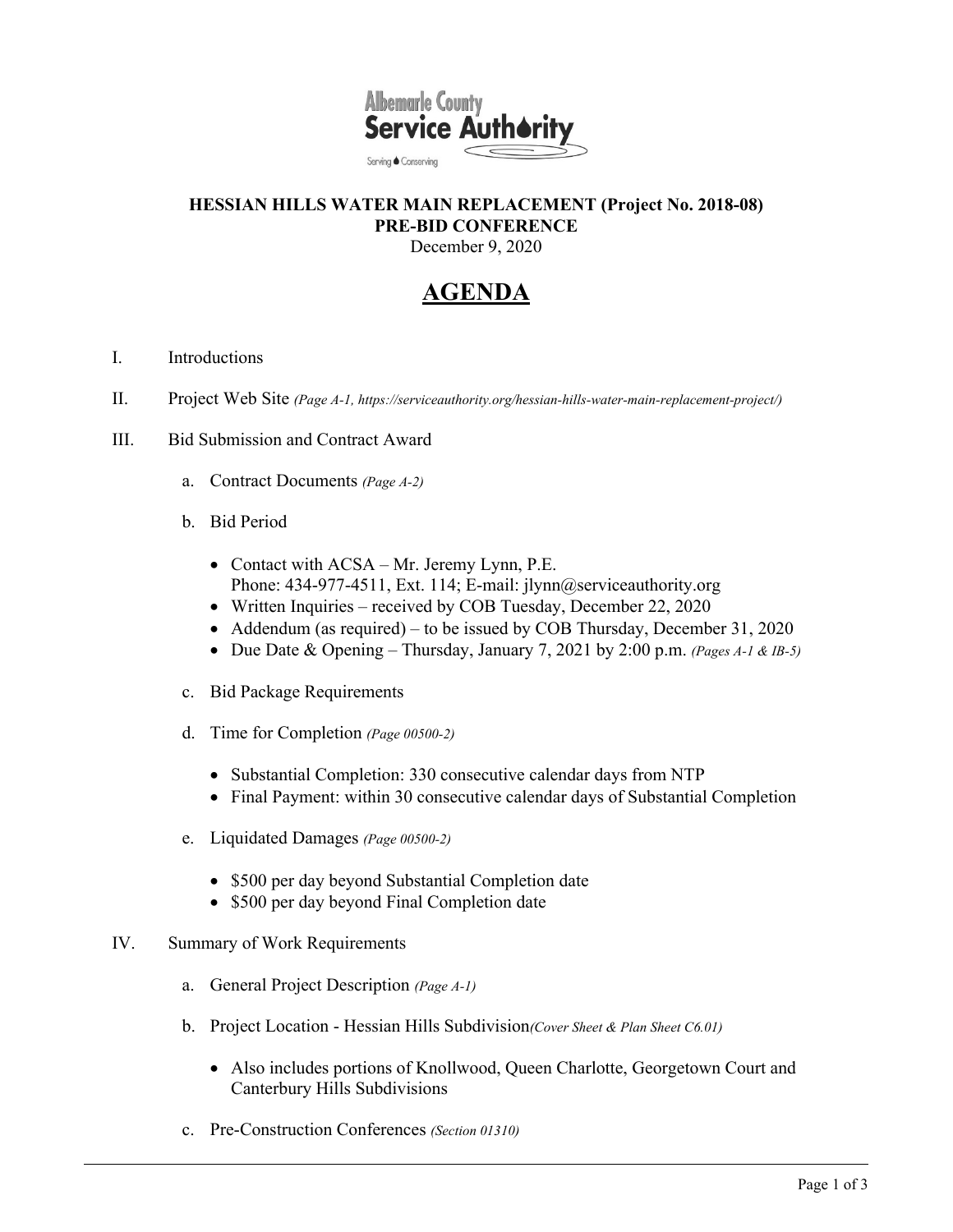**HESSIAN HILLS WATER MAIN REPLACEMENT (Project No. 2018-08)**
**PRE-BID CONFERENCE**
December 9, 2020

# AGENDA

I. Introductions

II. Project Web Site *(Page A-1, https://serviceauthority.org/hessian-hills-water-main-replacement-project/)*

III. Bid Submission and Contract Award

   a. Contract Documents *(Page A-2)*

   b. Bid Period

   - Contact with ACSA – Mr. Jeremy Lynn, P.E.
     Phone: 434-977-4511, Ext. 114; E-mail: jlynn@serviceauthority.org
   - Written Inquiries – received by COB Tuesday, December 22, 2020
   - Addendum (as required) – to be issued by COB Thursday, December 31, 2020
   - Due Date & Opening – Thursday, January 7, 2021 by 2:00 p.m. *(Pages A-1 & IB-5)*

   c. Bid Package Requirements

   d. Time for Completion *(Page 00500-2)*

   - Substantial Completion: 330 consecutive calendar days from NTP
   - Final Payment: within 30 consecutive calendar days of Substantial Completion

   e. Liquidated Damages *(Page 00500-2)*

   - $500 per day beyond Substantial Completion date
   - $500 per day beyond Final Completion date

IV. Summary of Work Requirements

   a. General Project Description *(Page A-1)*

   b. Project Location - Hessian Hills Subdivision*(Cover Sheet & Plan Sheet C6.01)*

   - Also includes portions of Knollwood, Queen Charlotte, Georgetown Court and Canterbury Hills Subdivisions

   c. Pre-Construction Conferences *(Section 01310)*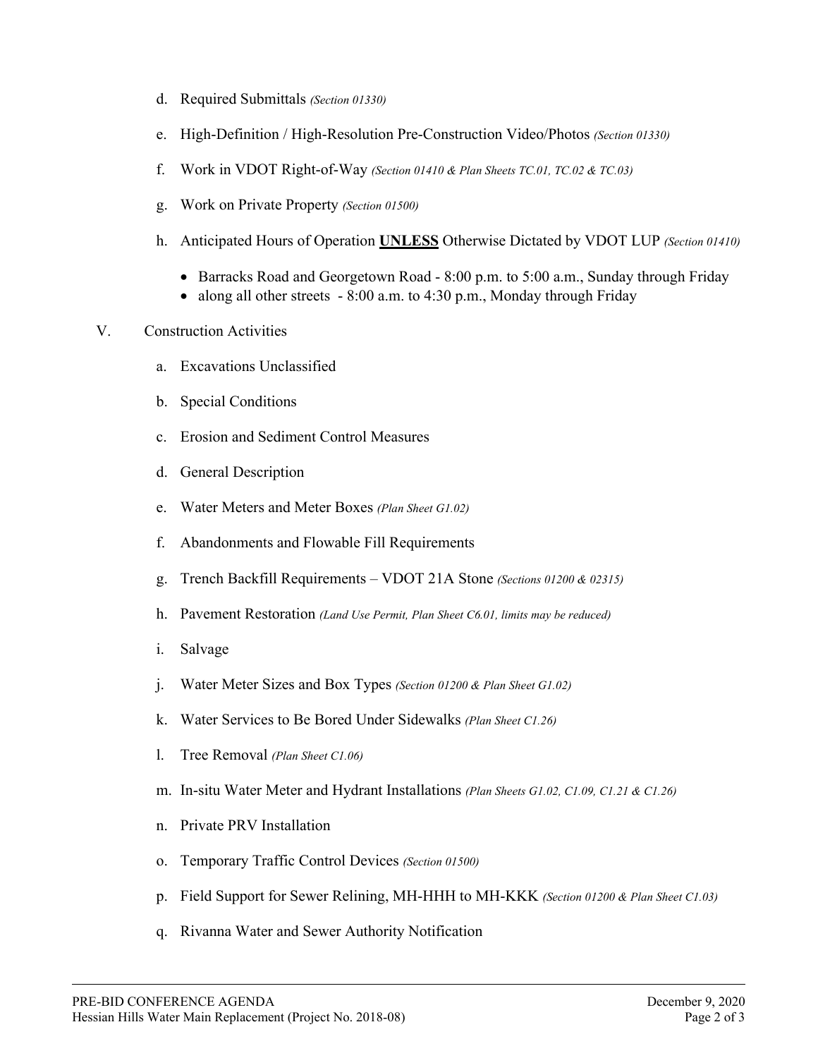d. Required Submittals *(Section 01330)*

e. High-Definition / High-Resolution Pre-Construction Video/Photos *(Section 01330)*

f. Work in VDOT Right-of-Way *(Section 01410 & Plan Sheets TC.01, TC.02 & TC.03)*

g. Work on Private Property *(Section 01500)*

h. Anticipated Hours of Operation **UNLESS** Otherwise Dictated by VDOT LUP *(Section 01410)*

- Barracks Road and Georgetown Road - 8:00 p.m. to 5:00 a.m., Sunday through Friday
- along all other streets - 8:00 a.m. to 4:30 p.m., Monday through Friday

V. Construction Activities

a. Excavations Unclassified

b. Special Conditions

c. Erosion and Sediment Control Measures

d. General Description

e. Water Meters and Meter Boxes *(Plan Sheet G1.02)*

f. Abandonments and Flowable Fill Requirements

g. Trench Backfill Requirements – VDOT 21A Stone *(Sections 01200 & 02315)*

h. Pavement Restoration *(Land Use Permit, Plan Sheet C6.01, limits may be reduced)*

i. Salvage

j. Water Meter Sizes and Box Types *(Section 01200 & Plan Sheet G1.02)*

k. Water Services to Be Bored Under Sidewalks *(Plan Sheet C1.26)*

l. Tree Removal *(Plan Sheet C1.06)*

m. In-situ Water Meter and Hydrant Installations *(Plan Sheets G1.02, C1.09, C1.21 & C1.26)*

n. Private PRV Installation

o. Temporary Traffic Control Devices *(Section 01500)*

p. Field Support for Sewer Relining, MH-HHH to MH-KKK *(Section 01200 & Plan Sheet C1.03)*

q. Rivanna Water and Sewer Authority Notification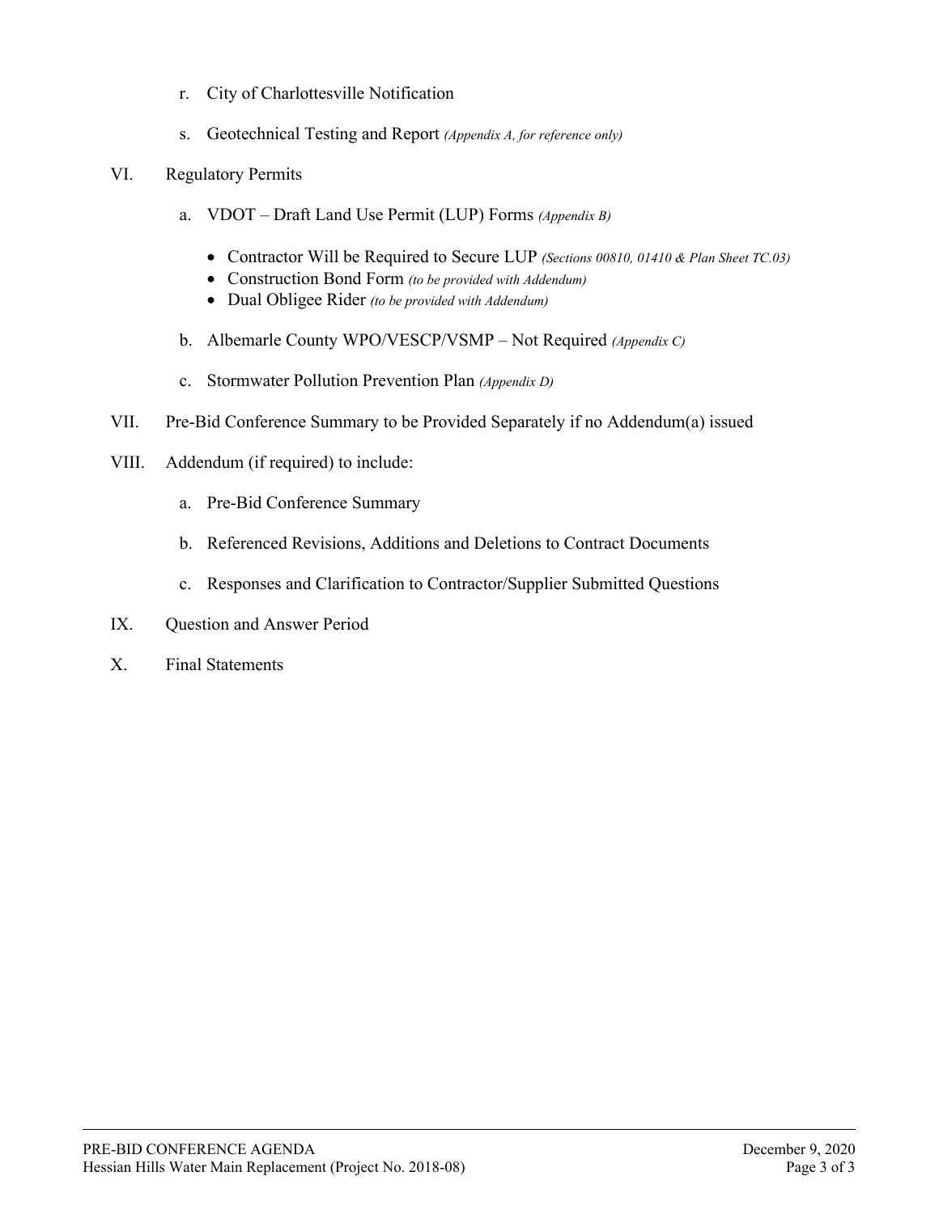r. City of Charlottesville Notification

s. Geotechnical Testing and Report *(Appendix A, for reference only)*

VI. Regulatory Permits

a. VDOT – Draft Land Use Permit (LUP) Forms *(Appendix B)*

- Contractor Will be Required to Secure LUP *(Sections 00810, 01410 & Plan Sheet TC.03)*
- Construction Bond Form *(to be provided with Addendum)*
- Dual Obligee Rider *(to be provided with Addendum)*

b. Albemarle County WPO/VESCP/VSMP – Not Required *(Appendix C)*

c. Stormwater Pollution Prevention Plan *(Appendix D)*

VII. Pre-Bid Conference Summary to be Provided Separately if no Addendum(a) issued

VIII. Addendum (if required) to include:

a. Pre-Bid Conference Summary

b. Referenced Revisions, Additions and Deletions to Contract Documents

c. Responses and Clarification to Contractor/Supplier Submitted Questions

IX. Question and Answer Period

X. Final Statements